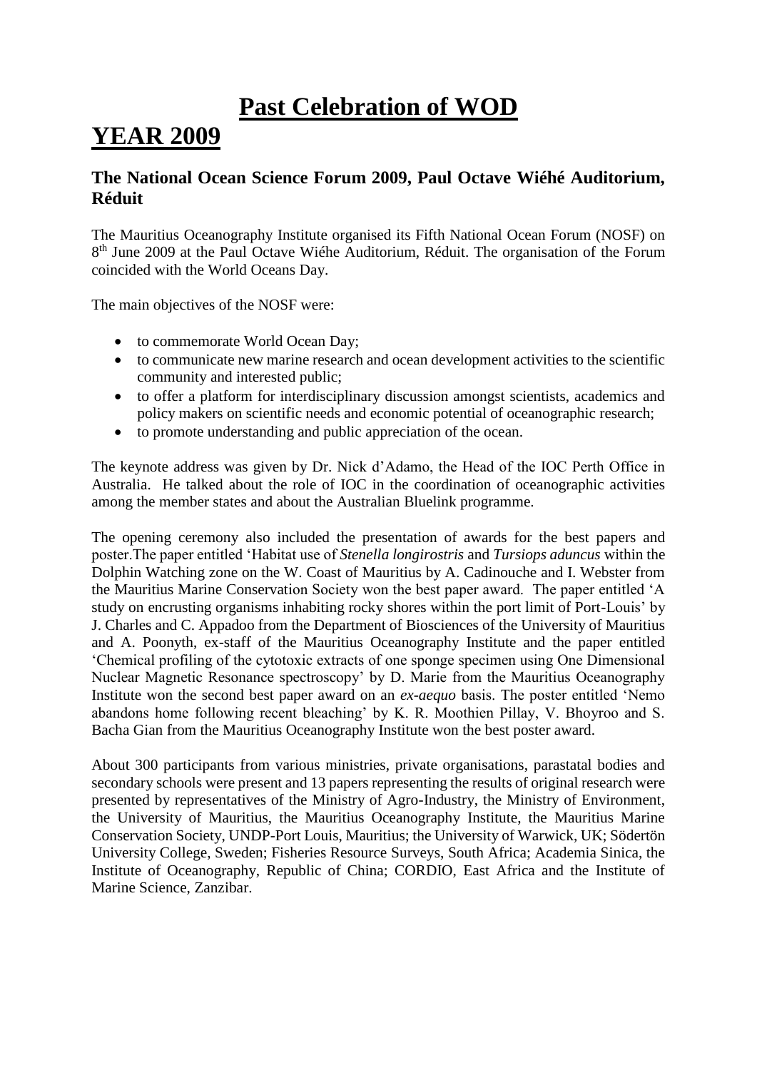# Past Celebration of WOD

# YEAR 2009

### The National Ocean Science Forum 2009, Paul Octave Wiéhé Auditorium, Réduit

The Mauritius Oceanography Institute organised its Fifth National Ocean Forum (NOSF) on 8th June 2009 at the Paul Octave Wiéhe Auditorium, Réduit. The organisation of the Forum coincided with the World Oceans Day.

The main objectives of the NOSF were:

- to commemorate World Ocean Day;
- to communicate new marine research and ocean development activities to the scientific community and interested public;
- to offer a platform for interdisciplinary discussion amongst scientists, academics and policy makers on scientific needs and economic potential of oceanographic research;
- to promote understanding and public appreciation of the ocean.

The keynote address was given by Dr. Nick d'Adamo, the Head of the IOC Perth Office in Australia. He talked about the role of IOC in the coordination of oceanographic activities among the member states and about the Australian Bluelink programme.

The opening ceremony also included the presentation of awards for the best papers and poster.The paper entitled 'Habitat use of *Stenella longirostris* and *Tursiops aduncus* within the Dolphin Watching zone on the W. Coast of Mauritius by A. Cadinouche and I. Webster from the Mauritius Marine Conservation Society won the best paper award. The paper entitled 'A study on encrusting organisms inhabiting rocky shores within the port limit of Port-Louis' by J. Charles and C. Appadoo from the Department of Biosciences of the University of Mauritius and A. Poonyth, ex-staff of the Mauritius Oceanography Institute and the paper entitled 'Chemical profiling of the cytotoxic extracts of one sponge specimen using One Dimensional Nuclear Magnetic Resonance spectroscopy' by D. Marie from the Mauritius Oceanography Institute won the second best paper award on an *ex-aequo* basis. The poster entitled 'Nemo abandons home following recent bleaching' by K. R. Moothien Pillay, V. Bhoyroo and S. Bacha Gian from the Mauritius Oceanography Institute won the best poster award.

About 300 participants from various ministries, private organisations, parastatal bodies and secondary schools were present and 13 papers representing the results of original research were presented by representatives of the Ministry of Agro-Industry, the Ministry of Environment, the University of Mauritius, the Mauritius Oceanography Institute, the Mauritius Marine Conservation Society, UNDP-Port Louis, Mauritius; the University of Warwick, UK; Södertön University College, Sweden; Fisheries Resource Surveys, South Africa; Academia Sinica, the Institute of Oceanography, Republic of China; CORDIO, East Africa and the Institute of Marine Science, Zanzibar.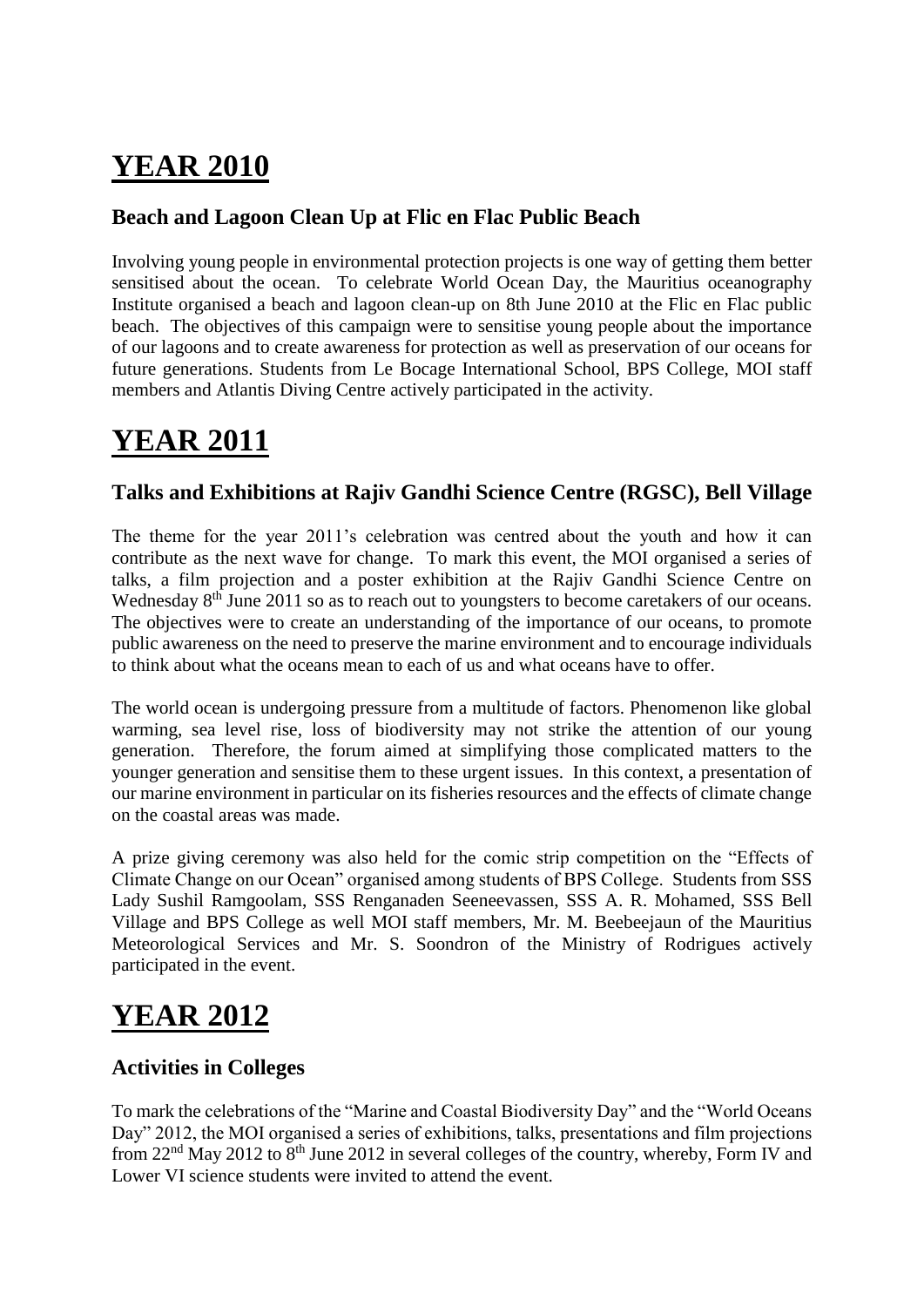# YEAR 2010

### Beach and Lagoon Clean Up at Flic en Flac Public Beach

Involving young people in environmental protection projects is one way of getting them better sensitised about the ocean. To celebrate World Ocean Day, the Mauritius oceanography Institute organised a beach and lagoon clean-up on 8th June 2010 at the Flic en Flac public beach. The objectives of this campaign were to sensitise young people about the importance of our lagoons and to create awareness for protection as well as preservation of our oceans for future generations. Students from Le Bocage International School, BPS College, MOI staff members and Atlantis Diving Centre actively participated in the activity.

# YEAR 2011

### Talks and Exhibitions at Rajiv Gandhi Science Centre (RGSC), Bell Village

The theme for the year 2011's celebration was centred about the youth and how it can contribute as the next wave for change. To mark this event, the MOI organised a series of talks, a film projection and a poster exhibition at the Rajiv Gandhi Science Centre on Wednesday 8th June 2011 so as to reach out to youngsters to become caretakers of our oceans. The objectives were to create an understanding of the importance of our oceans, to promote public awareness on the need to preserve the marine environment and to encourage individuals to think about what the oceans mean to each of us and what oceans have to offer.

The world ocean is undergoing pressure from a multitude of factors. Phenomenon like global warming, sea level rise, loss of biodiversity may not strike the attention of our young generation. Therefore, the forum aimed at simplifying those complicated matters to the younger generation and sensitise them to these urgent issues. In this context, a presentation of our marine environment in particular on its fisheries resources and the effects of climate change on the coastal areas was made.

A prize giving ceremony was also held for the comic strip competition on the "Effects of Climate Change on our Ocean" organised among students of BPS College. Students from SSS Lady Sushil Ramgoolam, SSS Renganaden Seeneevassen, SSS A. R. Mohamed, SSS Bell Village and BPS College as well MOI staff members, Mr. M. Beebeejaun of the Mauritius Meteorological Services and Mr. S. Soondron of the Ministry of Rodrigues actively participated in the event.

# YEAR 2012

### Activities in Colleges

To mark the celebrations of the "Marine and Coastal Biodiversity Day" and the "World Oceans Day" 2012, the MOI organised a series of exhibitions, talks, presentations and film projections from 22nd May 2012 to 8th June 2012 in several colleges of the country, whereby, Form IV and Lower VI science students were invited to attend the event.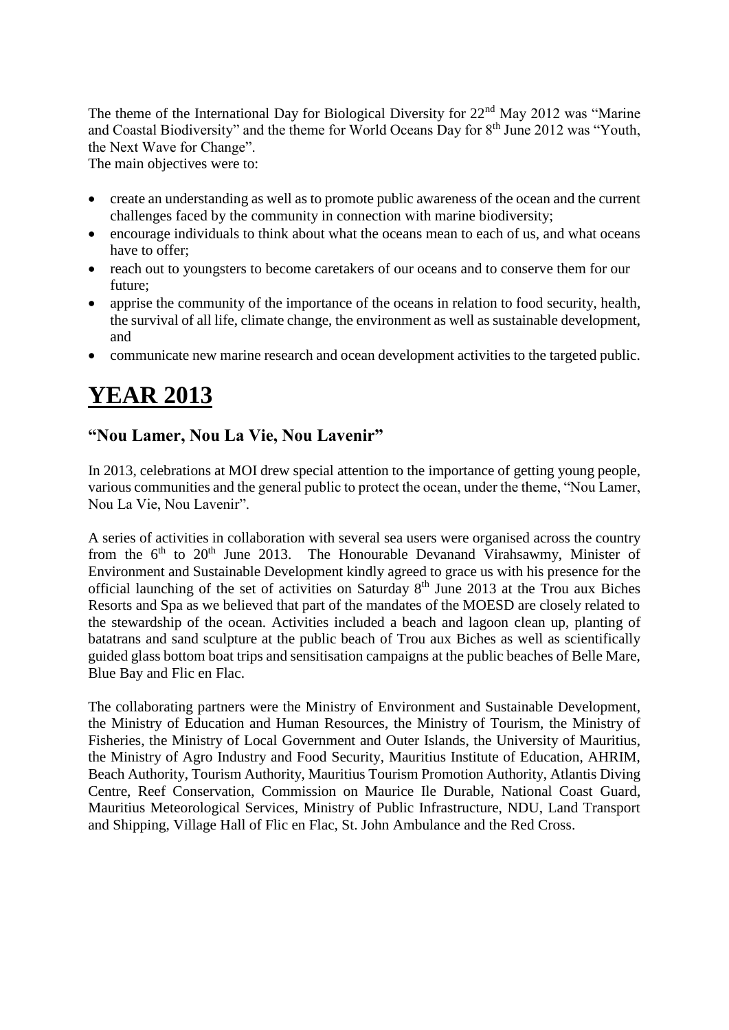The theme of the International Day for Biological Diversity for 22nd May 2012 was "Marine and Coastal Biodiversity" and the theme for World Oceans Day for 8th June 2012 was "Youth, the Next Wave for Change".
The main objectives were to:

- create an understanding as well as to promote public awareness of the ocean and the current challenges faced by the community in connection with marine biodiversity;
- encourage individuals to think about what the oceans mean to each of us, and what oceans have to offer;
- reach out to youngsters to become caretakers of our oceans and to conserve them for our future;
- apprise the community of the importance of the oceans in relation to food security, health, the survival of all life, climate change, the environment as well as sustainable development, and
- communicate new marine research and ocean development activities to the targeted public.

# YEAR 2013

### "Nou Lamer, Nou La Vie, Nou Lavenir"

In 2013, celebrations at MOI drew special attention to the importance of getting young people, various communities and the general public to protect the ocean, under the theme, "Nou Lamer, Nou La Vie, Nou Lavenir".

A series of activities in collaboration with several sea users were organised across the country from the 6th to 20th June 2013. The Honourable Devanand Virahsawmy, Minister of Environment and Sustainable Development kindly agreed to grace us with his presence for the official launching of the set of activities on Saturday 8th June 2013 at the Trou aux Biches Resorts and Spa as we believed that part of the mandates of the MOESD are closely related to the stewardship of the ocean. Activities included a beach and lagoon clean up, planting of batatrans and sand sculpture at the public beach of Trou aux Biches as well as scientifically guided glass bottom boat trips and sensitisation campaigns at the public beaches of Belle Mare, Blue Bay and Flic en Flac.

The collaborating partners were the Ministry of Environment and Sustainable Development, the Ministry of Education and Human Resources, the Ministry of Tourism, the Ministry of Fisheries, the Ministry of Local Government and Outer Islands, the University of Mauritius, the Ministry of Agro Industry and Food Security, Mauritius Institute of Education, AHRIM, Beach Authority, Tourism Authority, Mauritius Tourism Promotion Authority, Atlantis Diving Centre, Reef Conservation, Commission on Maurice Ile Durable, National Coast Guard, Mauritius Meteorological Services, Ministry of Public Infrastructure, NDU, Land Transport and Shipping, Village Hall of Flic en Flac, St. John Ambulance and the Red Cross.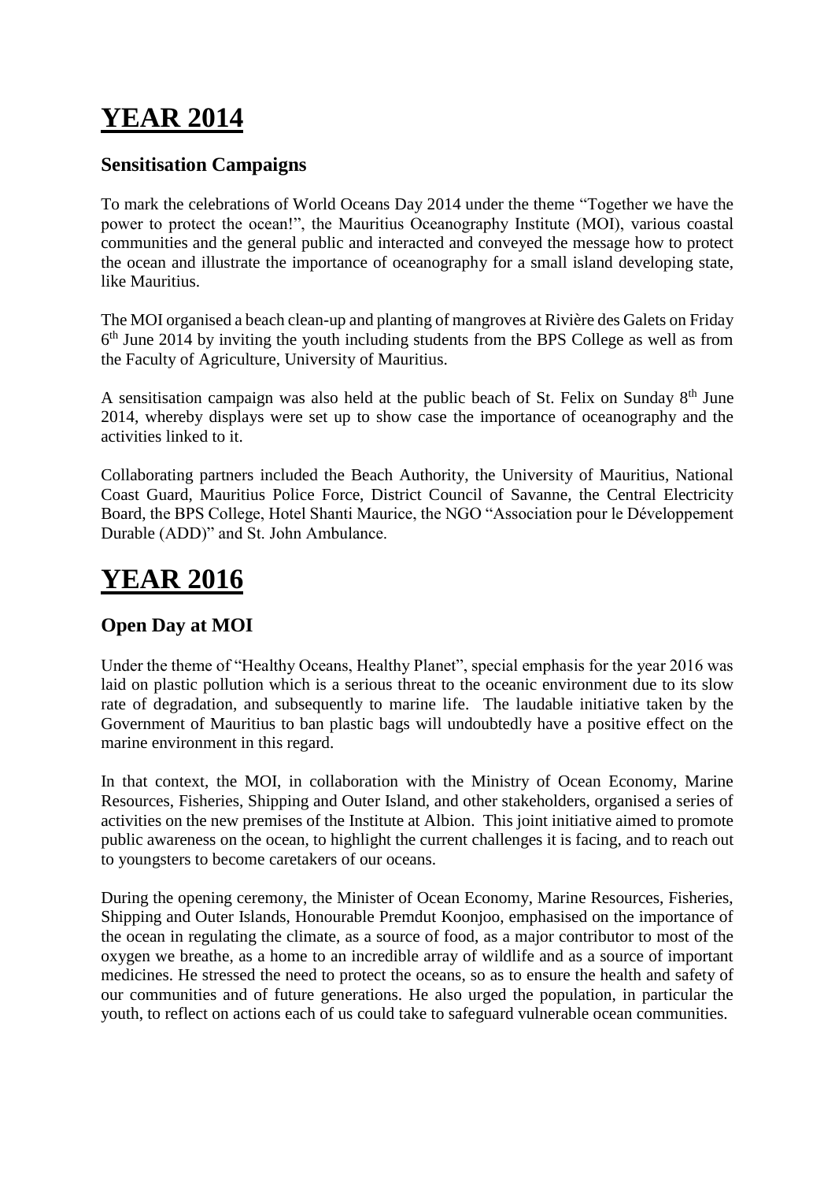# YEAR 2014

## Sensitisation Campaigns

To mark the celebrations of World Oceans Day 2014 under the theme "Together we have the power to protect the ocean!", the Mauritius Oceanography Institute (MOI), various coastal communities and the general public and interacted and conveyed the message how to protect the ocean and illustrate the importance of oceanography for a small island developing state, like Mauritius.

The MOI organised a beach clean-up and planting of mangroves at Rivière des Galets on Friday 6th June 2014 by inviting the youth including students from the BPS College as well as from the Faculty of Agriculture, University of Mauritius.

A sensitisation campaign was also held at the public beach of St. Felix on Sunday 8th June 2014, whereby displays were set up to show case the importance of oceanography and the activities linked to it.

Collaborating partners included the Beach Authority, the University of Mauritius, National Coast Guard, Mauritius Police Force, District Council of Savanne, the Central Electricity Board, the BPS College, Hotel Shanti Maurice, the NGO "Association pour le Développement Durable (ADD)" and St. John Ambulance.

# YEAR 2016

## Open Day at MOI

Under the theme of "Healthy Oceans, Healthy Planet", special emphasis for the year 2016 was laid on plastic pollution which is a serious threat to the oceanic environment due to its slow rate of degradation, and subsequently to marine life. The laudable initiative taken by the Government of Mauritius to ban plastic bags will undoubtedly have a positive effect on the marine environment in this regard.

In that context, the MOI, in collaboration with the Ministry of Ocean Economy, Marine Resources, Fisheries, Shipping and Outer Island, and other stakeholders, organised a series of activities on the new premises of the Institute at Albion. This joint initiative aimed to promote public awareness on the ocean, to highlight the current challenges it is facing, and to reach out to youngsters to become caretakers of our oceans.

During the opening ceremony, the Minister of Ocean Economy, Marine Resources, Fisheries, Shipping and Outer Islands, Honourable Premdut Koonjoo, emphasised on the importance of the ocean in regulating the climate, as a source of food, as a major contributor to most of the oxygen we breathe, as a home to an incredible array of wildlife and as a source of important medicines. He stressed the need to protect the oceans, so as to ensure the health and safety of our communities and of future generations. He also urged the population, in particular the youth, to reflect on actions each of us could take to safeguard vulnerable ocean communities.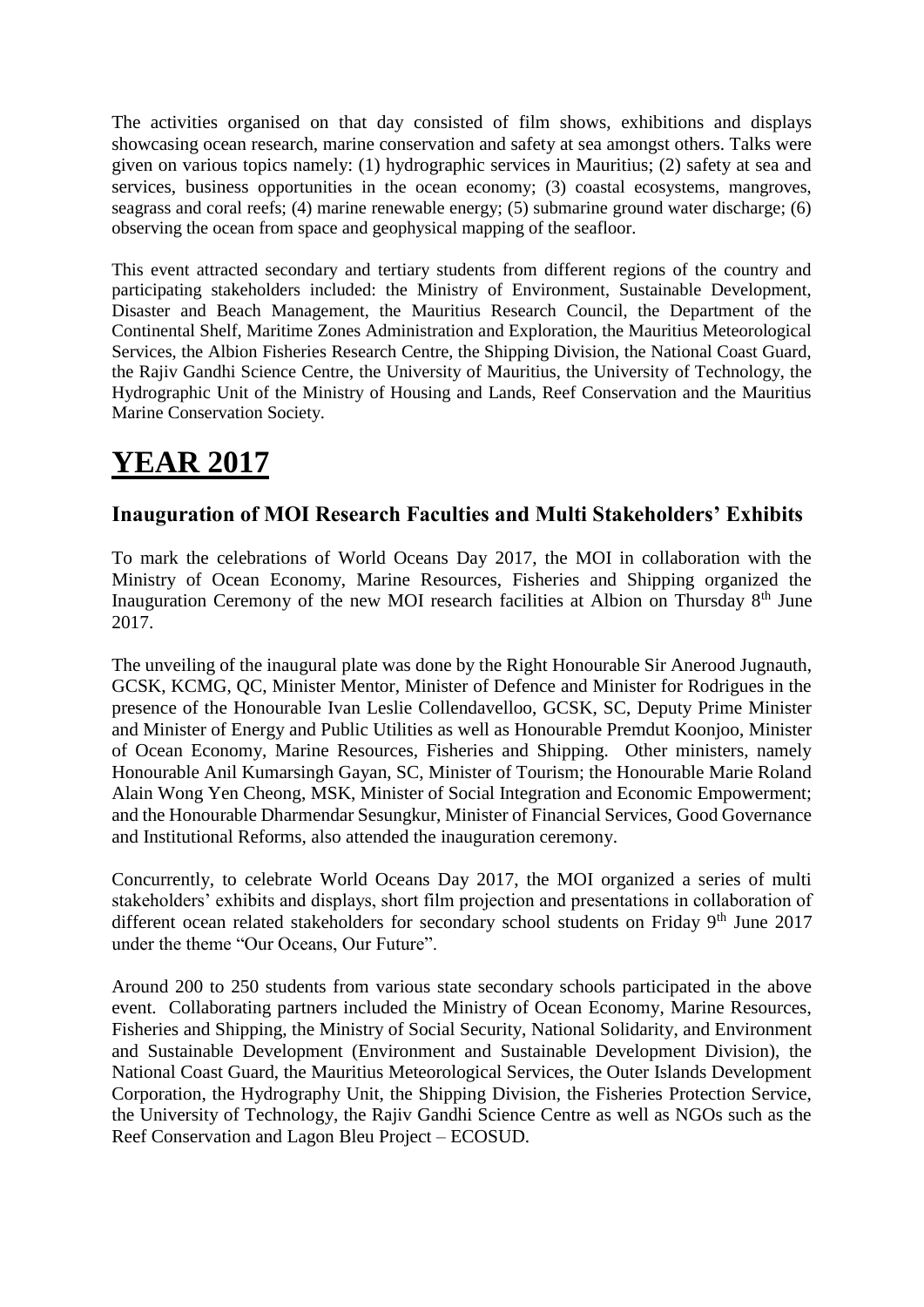The activities organised on that day consisted of film shows, exhibitions and displays showcasing ocean research, marine conservation and safety at sea amongst others. Talks were given on various topics namely: (1) hydrographic services in Mauritius; (2) safety at sea and services, business opportunities in the ocean economy; (3) coastal ecosystems, mangroves, seagrass and coral reefs; (4) marine renewable energy; (5) submarine ground water discharge; (6) observing the ocean from space and geophysical mapping of the seafloor.

This event attracted secondary and tertiary students from different regions of the country and participating stakeholders included: the Ministry of Environment, Sustainable Development, Disaster and Beach Management, the Mauritius Research Council, the Department of the Continental Shelf, Maritime Zones Administration and Exploration, the Mauritius Meteorological Services, the Albion Fisheries Research Centre, the Shipping Division, the National Coast Guard, the Rajiv Gandhi Science Centre, the University of Mauritius, the University of Technology, the Hydrographic Unit of the Ministry of Housing and Lands, Reef Conservation and the Mauritius Marine Conservation Society.

# YEAR 2017

### Inauguration of MOI Research Faculties and Multi Stakeholders' Exhibits

To mark the celebrations of World Oceans Day 2017, the MOI in collaboration with the Ministry of Ocean Economy, Marine Resources, Fisheries and Shipping organized the Inauguration Ceremony of the new MOI research facilities at Albion on Thursday 8th June 2017.

The unveiling of the inaugural plate was done by the Right Honourable Sir Anerood Jugnauth, GCSK, KCMG, QC, Minister Mentor, Minister of Defence and Minister for Rodrigues in the presence of the Honourable Ivan Leslie Collendavelloo, GCSK, SC, Deputy Prime Minister and Minister of Energy and Public Utilities as well as Honourable Premdut Koonjoo, Minister of Ocean Economy, Marine Resources, Fisheries and Shipping. Other ministers, namely Honourable Anil Kumarsingh Gayan, SC, Minister of Tourism; the Honourable Marie Roland Alain Wong Yen Cheong, MSK, Minister of Social Integration and Economic Empowerment; and the Honourable Dharmendar Sesungkur, Minister of Financial Services, Good Governance and Institutional Reforms, also attended the inauguration ceremony.

Concurrently, to celebrate World Oceans Day 2017, the MOI organized a series of multi stakeholders' exhibits and displays, short film projection and presentations in collaboration of different ocean related stakeholders for secondary school students on Friday 9th June 2017 under the theme "Our Oceans, Our Future".

Around 200 to 250 students from various state secondary schools participated in the above event. Collaborating partners included the Ministry of Ocean Economy, Marine Resources, Fisheries and Shipping, the Ministry of Social Security, National Solidarity, and Environment and Sustainable Development (Environment and Sustainable Development Division), the National Coast Guard, the Mauritius Meteorological Services, the Outer Islands Development Corporation, the Hydrography Unit, the Shipping Division, the Fisheries Protection Service, the University of Technology, the Rajiv Gandhi Science Centre as well as NGOs such as the Reef Conservation and Lagon Bleu Project – ECOSUD.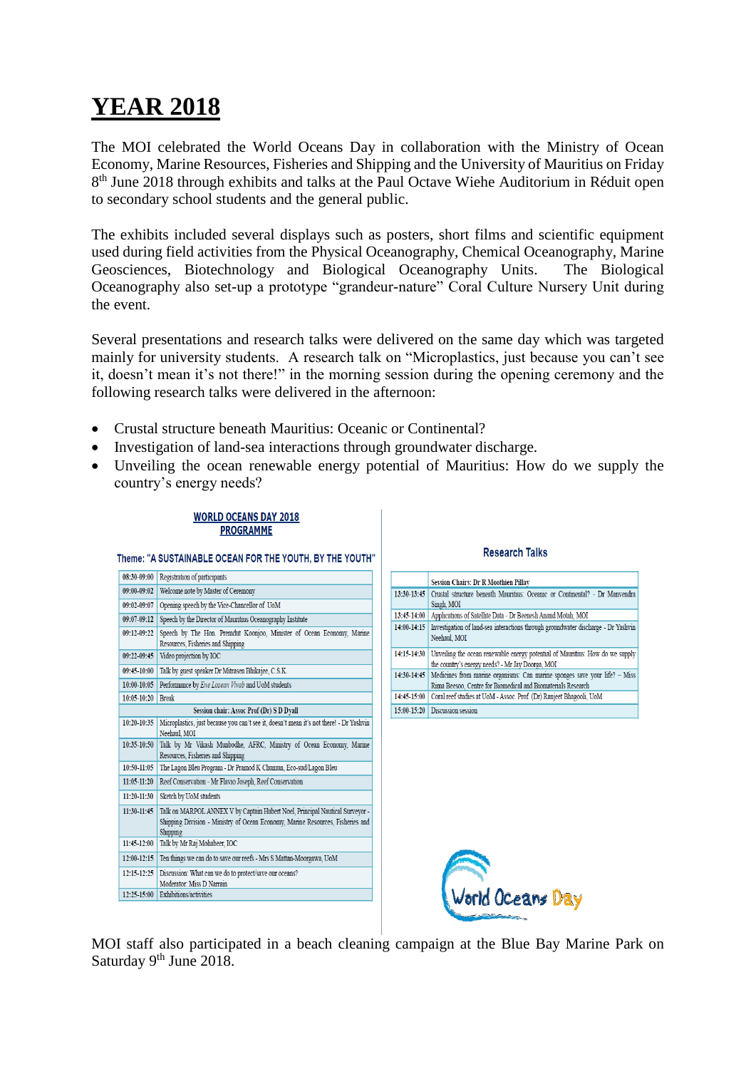# YEAR 2018

The MOI celebrated the World Oceans Day in collaboration with the Ministry of Ocean Economy, Marine Resources, Fisheries and Shipping and the University of Mauritius on Friday 8th June 2018 through exhibits and talks at the Paul Octave Wiehe Auditorium in Réduit open to secondary school students and the general public.

The exhibits included several displays such as posters, short films and scientific equipment used during field activities from the Physical Oceanography, Chemical Oceanography, Marine Geosciences, Biotechnology and Biological Oceanography Units. The Biological Oceanography also set-up a prototype "grandeur-nature" Coral Culture Nursery Unit during the event.

Several presentations and research talks were delivered on the same day which was targeted mainly for university students. A research talk on "Microplastics, just because you can't see it, doesn't mean it's not there!" in the morning session during the opening ceremony and the following research talks were delivered in the afternoon:

- Crustal structure beneath Mauritius: Oceanic or Continental?
- Investigation of land-sea interactions through groundwater discharge.
- Unveiling the ocean renewable energy potential of Mauritius: How do we supply the country's energy needs?

**WORLD OCEANS DAY 2018**
**PROGRAMME**

**Theme: "A SUSTAINABLE OCEAN FOR THE YOUTH, BY THE YOUTH"**

| Time | Activity |
|---|---|
| 08:30-09:00 | Registration of participants |
| 09:00-09:02 | Welcome note by Master of Ceremony |
| 09:02-09:07 | Opening speech by the Vice-Chancellor of UoM |
| 09:07-09:12 | Speech by the Director of Mauritius Oceanography Institute |
| 09:12-09:22 | Speech by The Hon. Premdut Koonjoo, Minister of Ocean Economy, Marine Resources, Fisheries and Shipping |
| 09:22-09:45 | Video projection by IOC |
| 09:45-10:00 | Talk by guest speaker Dr Mitrasen Bhikajee, C.S.K. |
| 10:00-10:05 | Performance by *Ene Locean Vivab* and UoM students |
| 10:05-10:20 | Break |
| | **Session chair: Assoc Prof (Dr) S D Dyall** |
| 10:20-10:35 | Microplastics, just because you can't see it, doesn't mean it's not there! - Dr Yashvin Neehaul, MOI |
| 10:35-10:50 | Talk by Mr Vikash Munbodhe, AFRC, Ministry of Ocean Economy, Marine Resources, Fisheries and Shipping |
| 10:50-11:05 | The Lagon Bleu Program - Dr Pramod K Chumun, Eco-sud/Lagon Bleu |
| 11:05-11:20 | Reef Conservation - Mr Flavio Joseph, Reef Conservation |
| 11:20-11:30 | Sketch by UoM students |
| 11:30-11:45 | Talk on MARPOL ANNEX V by Captain Hubert Noel, Principal Nautical Surveyor - Shipping Division - Ministry of Ocean Economy, Marine Resources, Fisheries and Shipping |
| 11:45-12:00 | Talk by Mr Raj Mohabeer, IOC |
| 12:00-12:15 | Ten things we can do to save our reefs - Mrs S Mattan-Moorgawa, UoM |
| 12:15-12:25 | Discussion: What can we do to protect/save our oceans? Moderator: Miss D Narrain |
| 12:25-15:00 | Exhibitions/activities |

**Research Talks**

| Time | Activity |
|---|---|
| | **Session Chairs: Dr R Moothien Pillay** |
| 13:30-13:45 | Crustal structure beneath Mauritius: Oceanic or Continental? - Dr Manvendra Singh, MOI |
| 13:45-14:00 | Applications of Satellite Data - Dr Beenesh Anand Motah, MOI |
| 14:00-14:15 | Investigation of land-sea interactions through groundwater discharge - Dr Yashvin Neehaul, MOI |
| 14:15-14:30 | Unveiling the ocean renewable energy potential of Mauritius: How do we supply the country's energy needs? - Mr Jay Doorga, MOI |
| 14:30-14:45 | Medicines from marine organisms: Can marine sponges save your life? – Miss Rima Beesoo, Centre for Biomedical and Biomaterials Research |
| 14:45-15:00 | Coral reef studies at UoM - Assoc. Prof. (Dr) Ranjeet Bhagooli, UoM |
| 15:00-15:20 | Discussion session |

World Oceans Day

MOI staff also participated in a beach cleaning campaign at the Blue Bay Marine Park on Saturday 9th June 2018.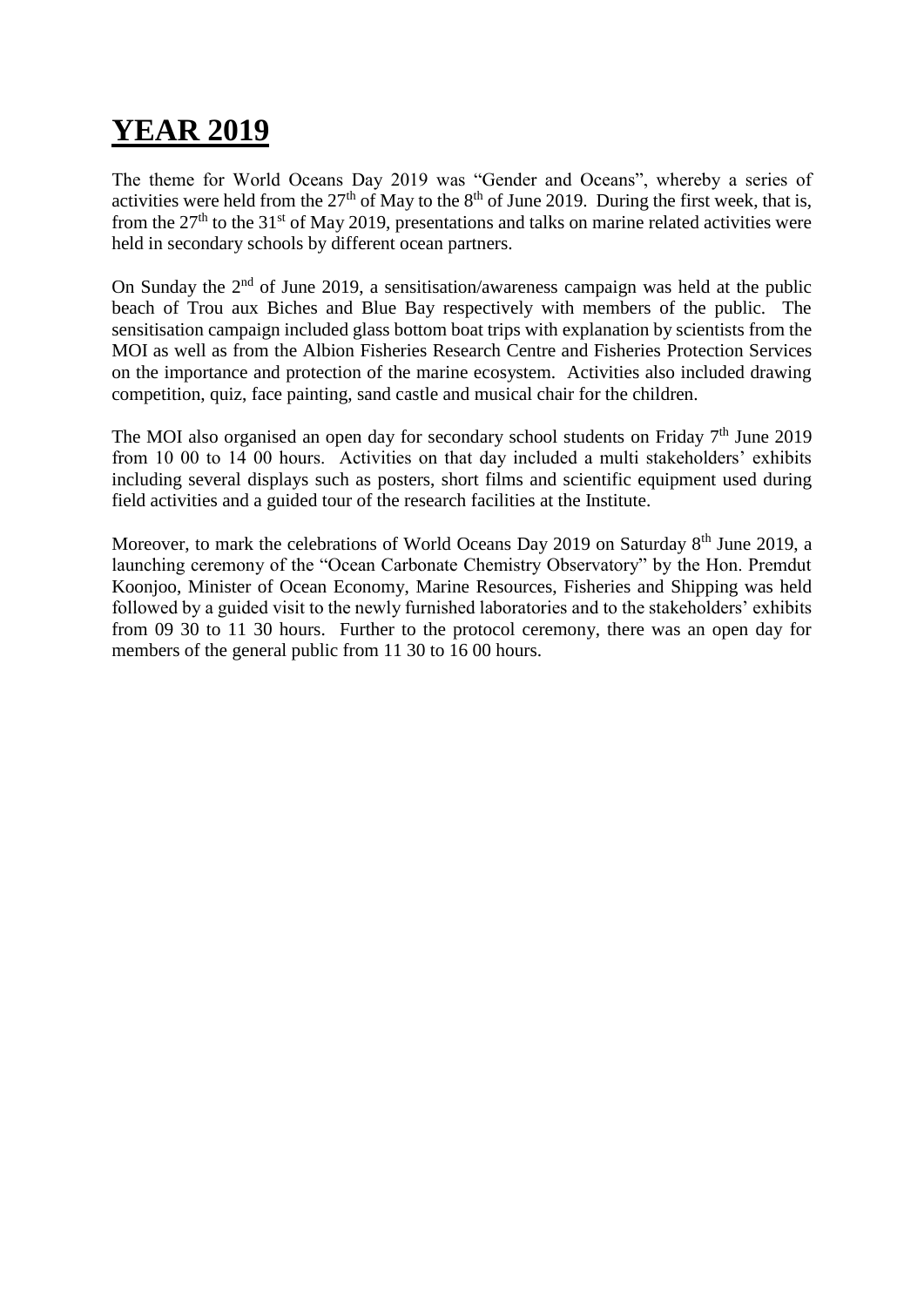# YEAR 2019

The theme for World Oceans Day 2019 was "Gender and Oceans", whereby a series of activities were held from the 27th of May to the 8th of June 2019. During the first week, that is, from the 27th to the 31st of May 2019, presentations and talks on marine related activities were held in secondary schools by different ocean partners.

On Sunday the 2nd of June 2019, a sensitisation/awareness campaign was held at the public beach of Trou aux Biches and Blue Bay respectively with members of the public. The sensitisation campaign included glass bottom boat trips with explanation by scientists from the MOI as well as from the Albion Fisheries Research Centre and Fisheries Protection Services on the importance and protection of the marine ecosystem. Activities also included drawing competition, quiz, face painting, sand castle and musical chair for the children.

The MOI also organised an open day for secondary school students on Friday 7th June 2019 from 10 00 to 14 00 hours. Activities on that day included a multi stakeholders' exhibits including several displays such as posters, short films and scientific equipment used during field activities and a guided tour of the research facilities at the Institute.

Moreover, to mark the celebrations of World Oceans Day 2019 on Saturday 8th June 2019, a launching ceremony of the "Ocean Carbonate Chemistry Observatory" by the Hon. Premdut Koonjoo, Minister of Ocean Economy, Marine Resources, Fisheries and Shipping was held followed by a guided visit to the newly furnished laboratories and to the stakeholders' exhibits from 09 30 to 11 30 hours. Further to the protocol ceremony, there was an open day for members of the general public from 11 30 to 16 00 hours.